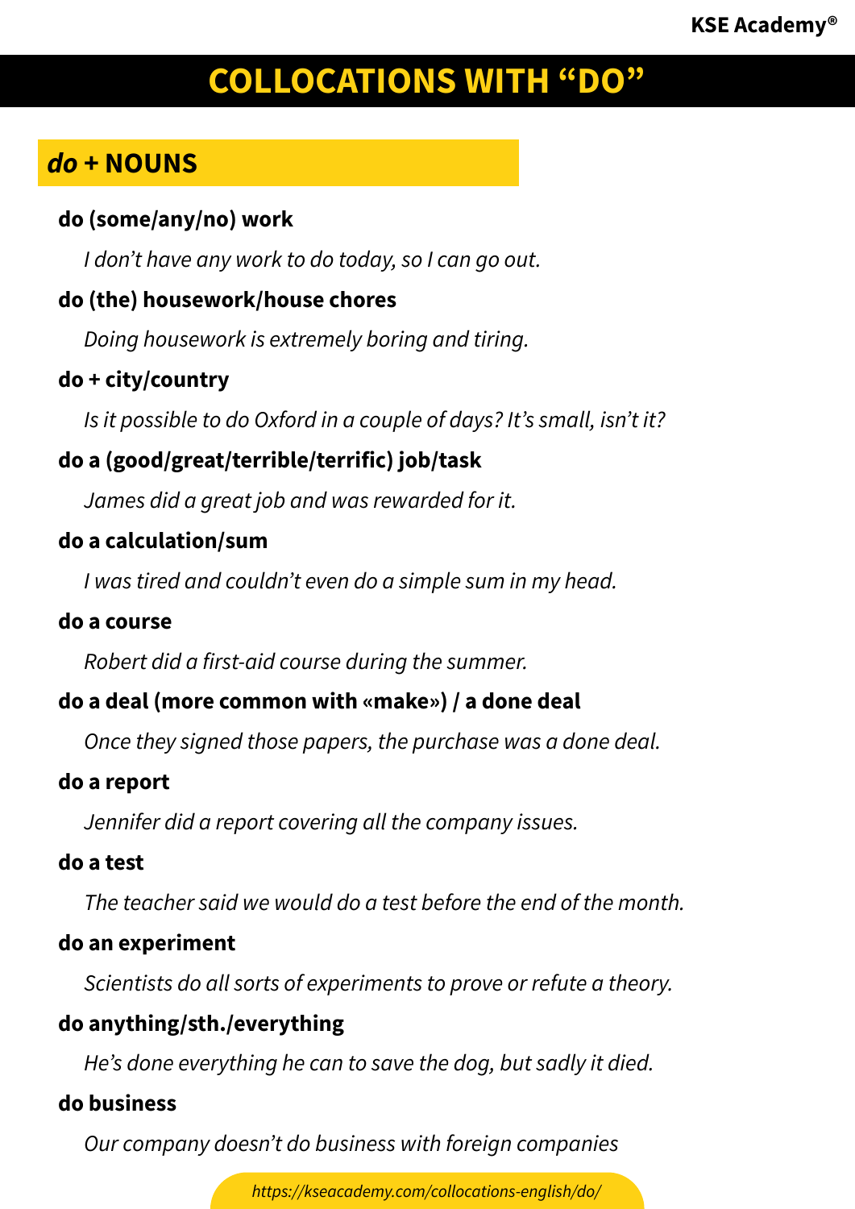# COLLOCATIONS WITH "DO"

## *do* + NOUNS

**do (some/any/no) work**

*I don't have any work to do today, so I can go out.*

**do (the) housework/house chores**

*Doing housework is extremely boring and tiring.*

**do + city/country**

*Is it possible to do Oxford in a couple of days? It's small, isn't it?*

**do a (good/great/terrible/terrific) job/task**

*James did a great job and was rewarded for it.*

**do a calculation/sum**

*I was tired and couldn't even do a simple sum in my head.*

**do a course**

*Robert did a first-aid course during the summer.*

**do a deal (more common with «make») / a done deal**

*Once they signed those papers, the purchase was a done deal.*

**do a report**

*Jennifer did a report covering all the company issues.*

**do a test**

*The teacher said we would do a test before the end of the month.*

**do an experiment**

*Scientists do all sorts of experiments to prove or refute a theory.*

**do anything/sth./everything**

*He's done everything he can to save the dog, but sadly it died.*

**do business**

*Our company doesn't do business with foreign companies*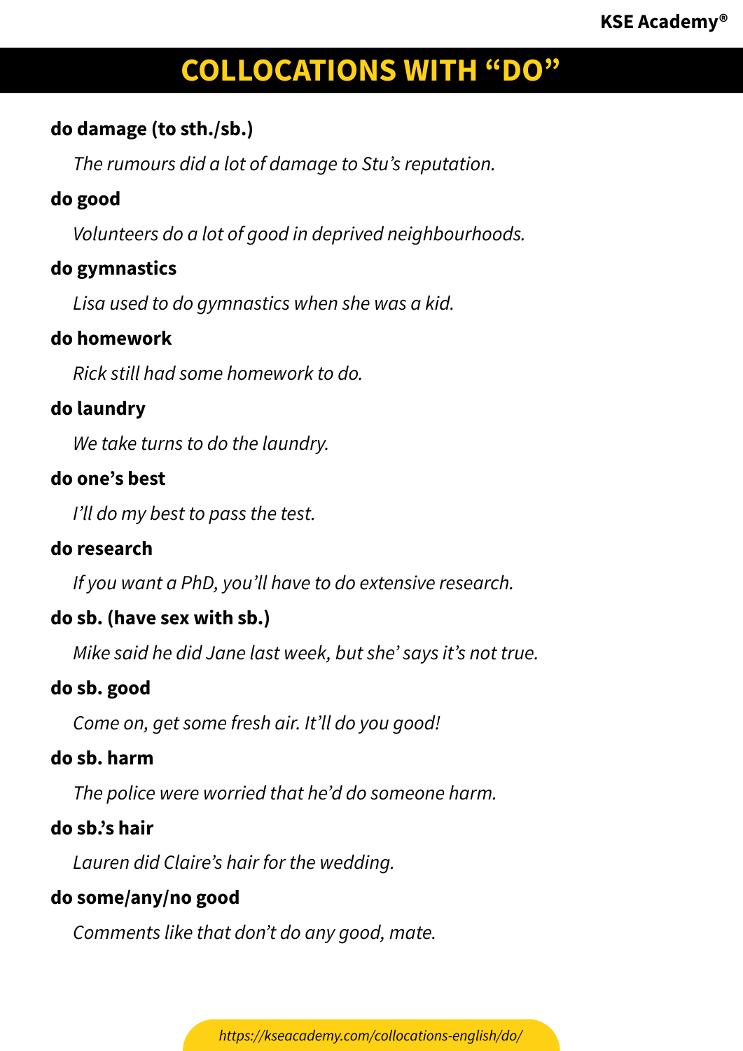# COLLOCATIONS WITH "DO"

**do damage (to sth./sb.)**

*The rumours did a lot of damage to Stu's reputation.*

**do good**

*Volunteers do a lot of good in deprived neighbourhoods.*

**do gymnastics**

*Lisa used to do gymnastics when she was a kid.*

**do homework**

*Rick still had some homework to do.*

**do laundry**

*We take turns to do the laundry.*

**do one's best**

*I'll do my best to pass the test.*

**do research**

*If you want a PhD, you'll have to do extensive research.*

**do sb. (have sex with sb.)**

*Mike said he did Jane last week, but she' says it's not true.*

**do sb. good**

*Come on, get some fresh air. It'll do you good!*

**do sb. harm**

*The police were worried that he'd do someone harm.*

**do sb.'s hair**

*Lauren did Claire's hair for the wedding.*

**do some/any/no good**

*Comments like that don't do any good, mate.*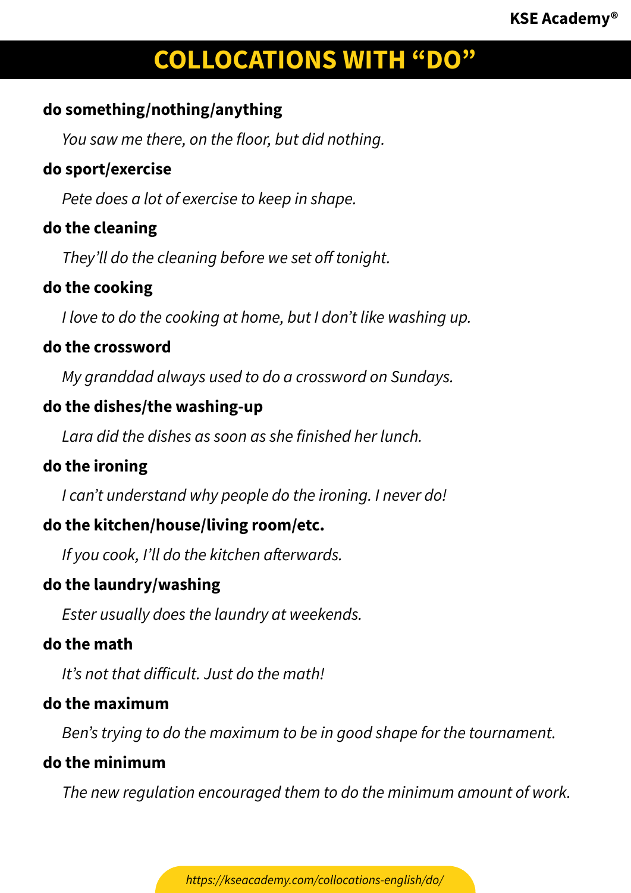# COLLOCATIONS WITH "DO"

**do something/nothing/anything**

*You saw me there, on the floor, but did nothing.*

**do sport/exercise**

*Pete does a lot of exercise to keep in shape.*

**do the cleaning**

*They'll do the cleaning before we set off tonight.*

**do the cooking**

*I love to do the cooking at home, but I don't like washing up.*

**do the crossword**

*My granddad always used to do a crossword on Sundays.*

**do the dishes/the washing-up**

*Lara did the dishes as soon as she finished her lunch.*

**do the ironing**

*I can't understand why people do the ironing. I never do!*

**do the kitchen/house/living room/etc.**

*If you cook, I'll do the kitchen afterwards.*

**do the laundry/washing**

*Ester usually does the laundry at weekends.*

**do the math**

*It's not that difficult. Just do the math!*

**do the maximum**

*Ben's trying to do the maximum to be in good shape for the tournament.*

**do the minimum**

*The new regulation encouraged them to do the minimum amount of work.*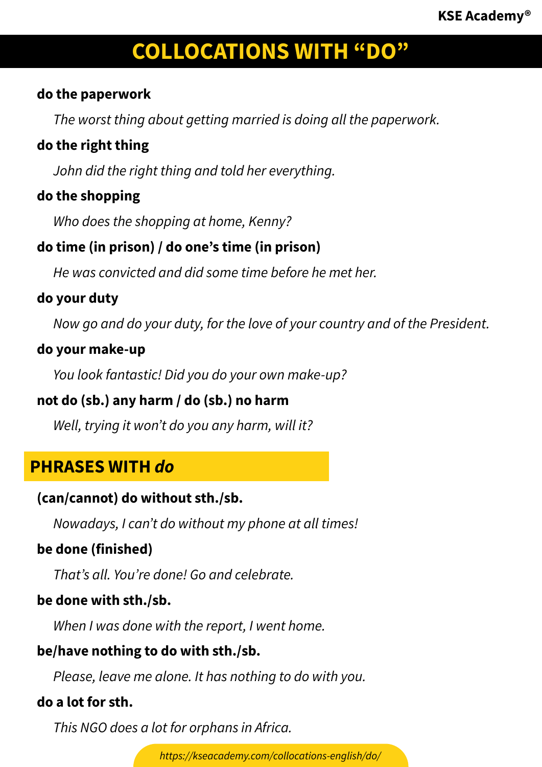# COLLOCATIONS WITH "DO"

**do the paperwork**

*The worst thing about getting married is doing all the paperwork.*

**do the right thing**

*John did the right thing and told her everything.*

**do the shopping**

*Who does the shopping at home, Kenny?*

**do time (in prison) / do one's time (in prison)**

*He was convicted and did some time before he met her.*

**do your duty**

*Now go and do your duty, for the love of your country and of the President.*

**do your make-up**

*You look fantastic! Did you do your own make-up?*

**not do (sb.) any harm / do (sb.) no harm**

*Well, trying it won't do you any harm, will it?*

## PHRASES WITH *do*

**(can/cannot) do without sth./sb.**

*Nowadays, I can't do without my phone at all times!*

**be done (finished)**

*That's all. You're done! Go and celebrate.*

**be done with sth./sb.**

*When I was done with the report, I went home.*

**be/have nothing to do with sth./sb.**

*Please, leave me alone. It has nothing to do with you.*

**do a lot for sth.**

*This NGO does a lot for orphans in Africa.*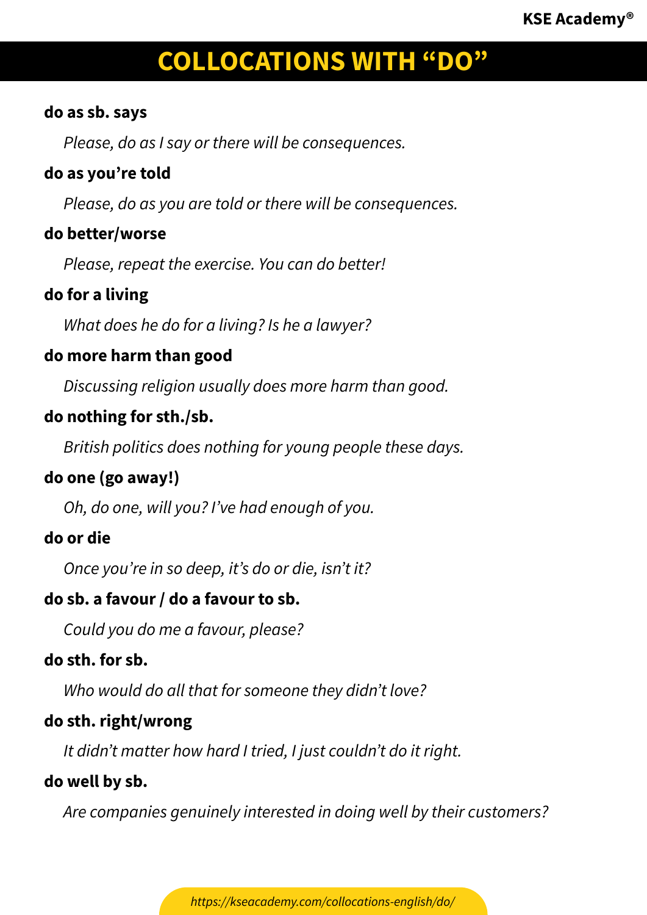# COLLOCATIONS WITH "DO"

**do as sb. says**

*Please, do as I say or there will be consequences.*

**do as you're told**

*Please, do as you are told or there will be consequences.*

**do better/worse**

*Please, repeat the exercise. You can do better!*

**do for a living**

*What does he do for a living? Is he a lawyer?*

**do more harm than good**

*Discussing religion usually does more harm than good.*

**do nothing for sth./sb.**

*British politics does nothing for young people these days.*

**do one (go away!)**

*Oh, do one, will you? I've had enough of you.*

**do or die**

*Once you're in so deep, it's do or die, isn't it?*

**do sb. a favour / do a favour to sb.**

*Could you do me a favour, please?*

**do sth. for sb.**

*Who would do all that for someone they didn't love?*

**do sth. right/wrong**

*It didn't matter how hard I tried, I just couldn't do it right.*

**do well by sb.**

*Are companies genuinely interested in doing well by their customers?*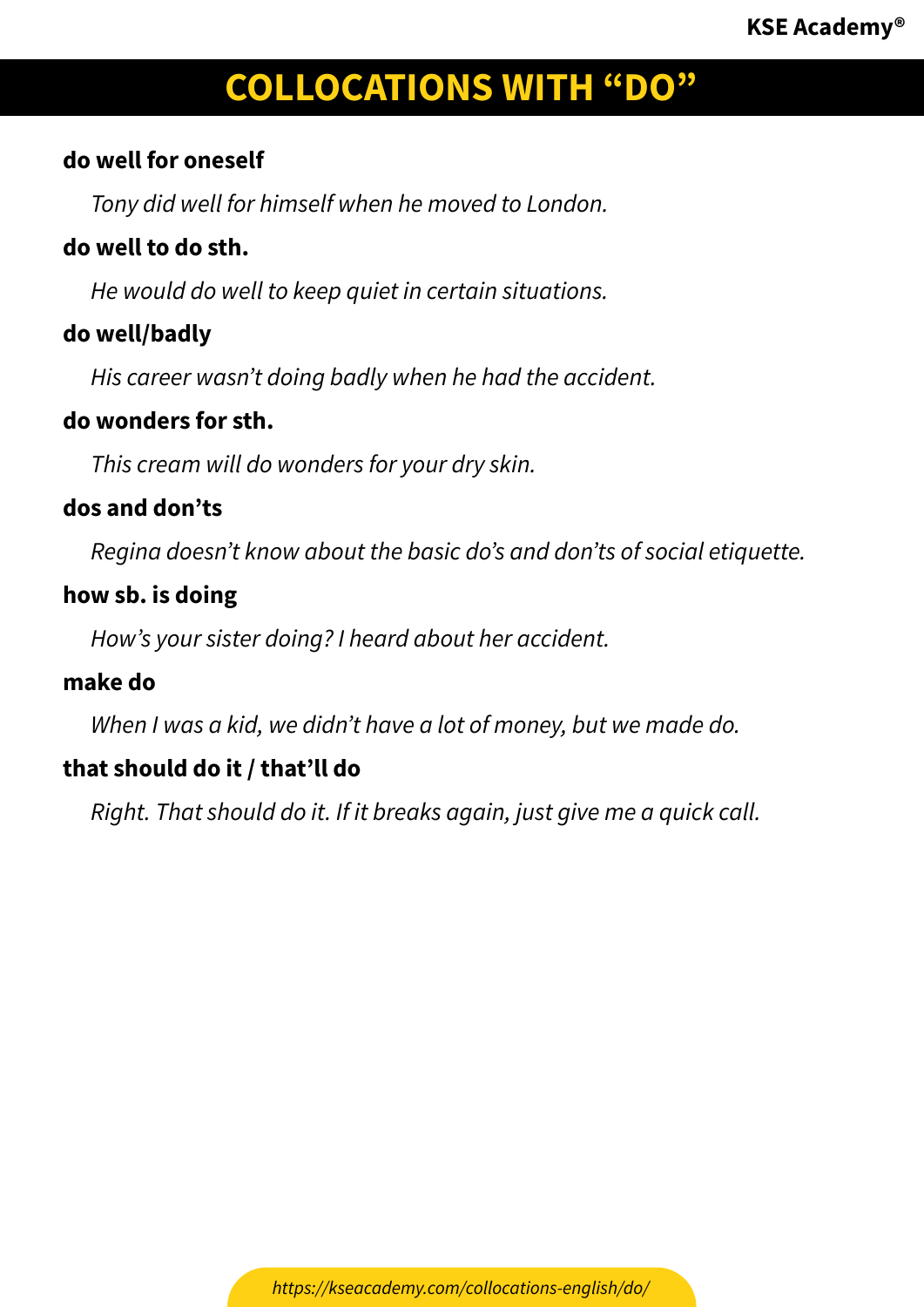# COLLOCATIONS WITH "DO"

**do well for oneself**

*Tony did well for himself when he moved to London.*

**do well to do sth.**

*He would do well to keep quiet in certain situations.*

**do well/badly**

*His career wasn't doing badly when he had the accident.*

**do wonders for sth.**

*This cream will do wonders for your dry skin.*

**dos and don'ts**

*Regina doesn't know about the basic do's and don'ts of social etiquette.*

**how sb. is doing**

*How's your sister doing? I heard about her accident.*

**make do**

*When I was a kid, we didn't have a lot of money, but we made do.*

**that should do it / that'll do**

*Right. That should do it. If it breaks again, just give me a quick call.*